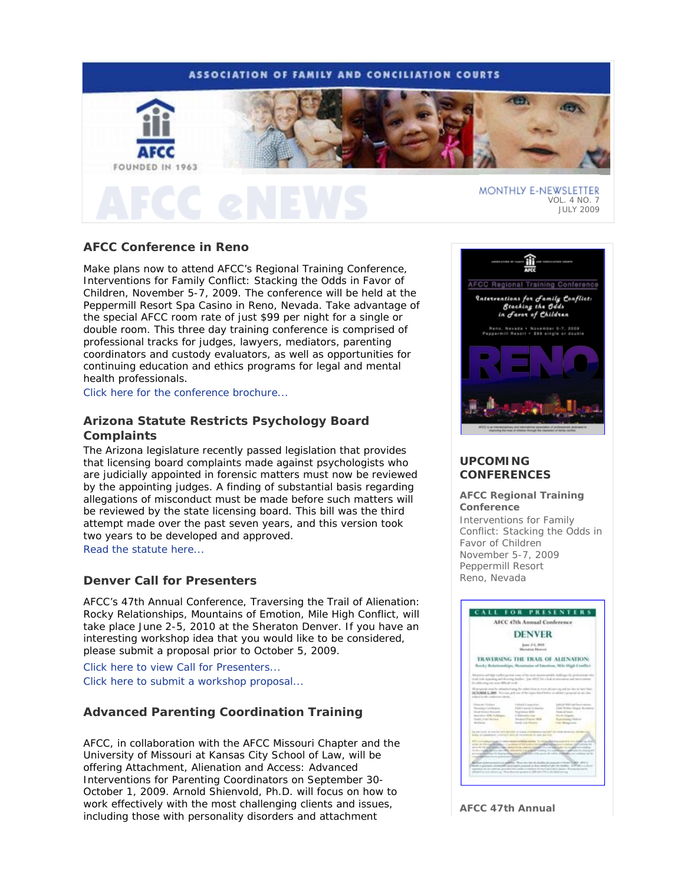ASSOCIATION OF FAMILY AND CONCILIATION COURTS

AFCC

FOUNDED IN 1963

# AFCC eNEWS

MONTHLY E-NEWSLETTER
VOL. 4 NO. 7
JULY 2009

## AFCC Conference in Reno

Make plans now to attend AFCC's Regional Training Conference, Interventions for Family Conflict: Stacking the Odds in Favor of Children, November 5-7, 2009. The conference will be held at the Peppermill Resort Spa Casino in Reno, Nevada. Take advantage of the special AFCC room rate of just $99 per night for a single or double room. This three day training conference is comprised of professional tracks for judges, lawyers, mediators, parenting coordinators and custody evaluators, as well as opportunities for continuing education and ethics programs for legal and mental health professionals.

Click here for the conference brochure...

## Arizona Statute Restricts Psychology Board Complaints

The Arizona legislature recently passed legislation that provides that licensing board complaints made against psychologists who are judicially appointed in forensic matters must now be reviewed by the appointing judges. A finding of substantial basis regarding allegations of misconduct must be made before such matters will be reviewed by the state licensing board. This bill was the third attempt made over the past seven years, and this version took two years to be developed and approved.

Read the statute here...

## Denver Call for Presenters

AFCC's 47th Annual Conference, Traversing the Trail of Alienation: Rocky Relationships, Mountains of Emotion, Mile High Conflict, will take place June 2-5, 2010 at the Sheraton Denver. If you have an interesting workshop idea that you would like to be considered, please submit a proposal prior to October 5, 2009.

Click here to view Call for Presenters...

Click here to submit a workshop proposal...

## Advanced Parenting Coordination Training

AFCC, in collaboration with the AFCC Missouri Chapter and the University of Missouri at Kansas City School of Law, will be offering Attachment, Alienation and Access: Advanced Interventions for Parenting Coordinators on September 30-October 1, 2009. Arnold Shienvold, Ph.D. will focus on how to work effectively with the most challenging clients and issues, including those with personality disorders and attachment

## UPCOMING CONFERENCES

**AFCC Regional Training Conference**
Interventions for Family Conflict: Stacking the Odds in Favor of Children
November 5-7, 2009
Peppermill Resort
Reno, Nevada

**AFCC 47th Annual**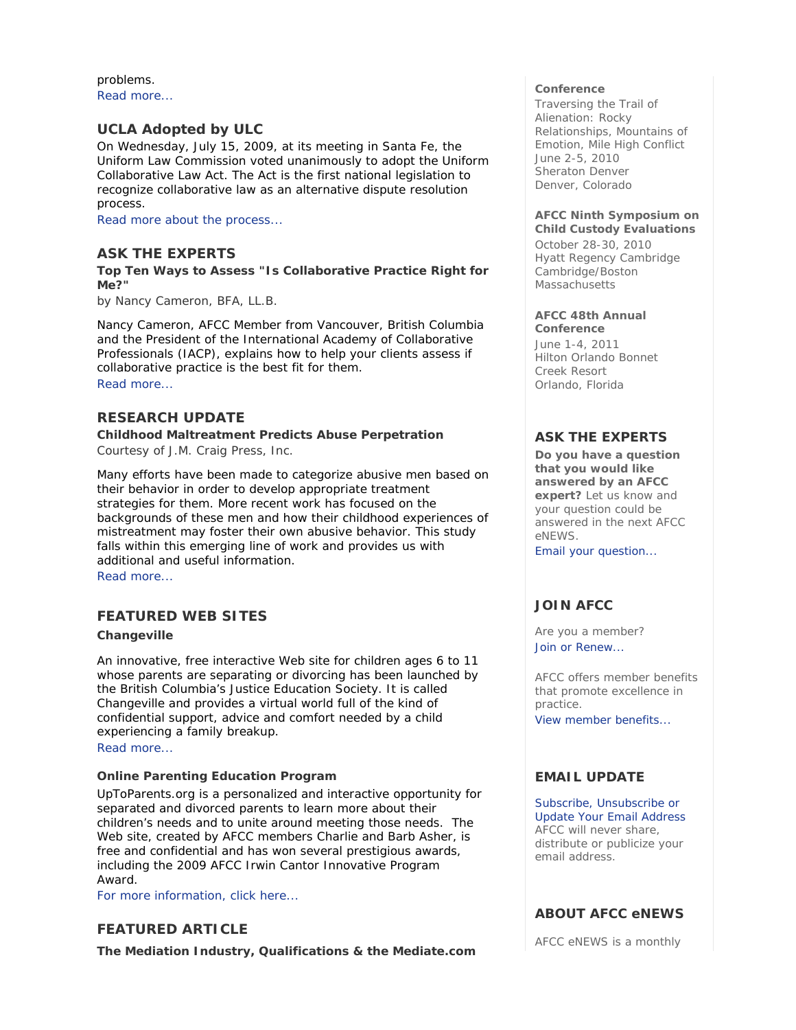problems.
Read more...

## UCLA Adopted by ULC

On Wednesday, July 15, 2009, at its meeting in Santa Fe, the Uniform Law Commission voted unanimously to adopt the Uniform Collaborative Law Act. The Act is the first national legislation to recognize collaborative law as an alternative dispute resolution process.

Read more about the process...

## ASK THE EXPERTS

**Top Ten Ways to Assess "Is Collaborative Practice Right for Me?"**

by Nancy Cameron, BFA, LL.B.

Nancy Cameron, AFCC Member from Vancouver, British Columbia and the President of the International Academy of Collaborative Professionals (IACP), explains how to help your clients assess if collaborative practice is the best fit for them.

Read more...

## RESEARCH UPDATE

**Childhood Maltreatment Predicts Abuse Perpetration**

Courtesy of J.M. Craig Press, Inc.

Many efforts have been made to categorize abusive men based on their behavior in order to develop appropriate treatment strategies for them. More recent work has focused on the backgrounds of these men and how their childhood experiences of mistreatment may foster their own abusive behavior. This study falls within this emerging line of work and provides us with additional and useful information.

Read more...

## FEATURED WEB SITES

**Changeville**

An innovative, free interactive Web site for children ages 6 to 11 whose parents are separating or divorcing has been launched by the British Columbia's Justice Education Society. It is called Changeville and provides a virtual world full of the kind of confidential support, advice and comfort needed by a child experiencing a family breakup.

Read more...

**Online Parenting Education Program**

UpToParents.org is a personalized and interactive opportunity for separated and divorced parents to learn more about their children's needs and to unite around meeting those needs. The Web site, created by AFCC members Charlie and Barb Asher, is free and confidential and has won several prestigious awards, including the 2009 AFCC Irwin Cantor Innovative Program Award.

For more information, click here...

## FEATURED ARTICLE

**The Mediation Industry, Qualifications & the Mediate.com**

**Conference**

Traversing the Trail of Alienation: Rocky Relationships, Mountains of Emotion, Mile High Conflict
June 2-5, 2010
Sheraton Denver
Denver, Colorado

**AFCC Ninth Symposium on Child Custody Evaluations**

October 28-30, 2010
Hyatt Regency Cambridge
Cambridge/Boston
Massachusetts

**AFCC 48th Annual Conference**

June 1-4, 2011
Hilton Orlando Bonnet Creek Resort
Orlando, Florida

## ASK THE EXPERTS

**Do you have a question that you would like answered by an AFCC expert?** Let us know and your question could be answered in the next AFCC eNEWS.

Email your question...

## JOIN AFCC

Are you a member?
Join or Renew...

AFCC offers member benefits that promote excellence in practice.
View member benefits...

## EMAIL UPDATE

Subscribe, Unsubscribe or Update Your Email Address
AFCC will never share, distribute or publicize your email address.

## ABOUT AFCC eNEWS

AFCC eNEWS is a monthly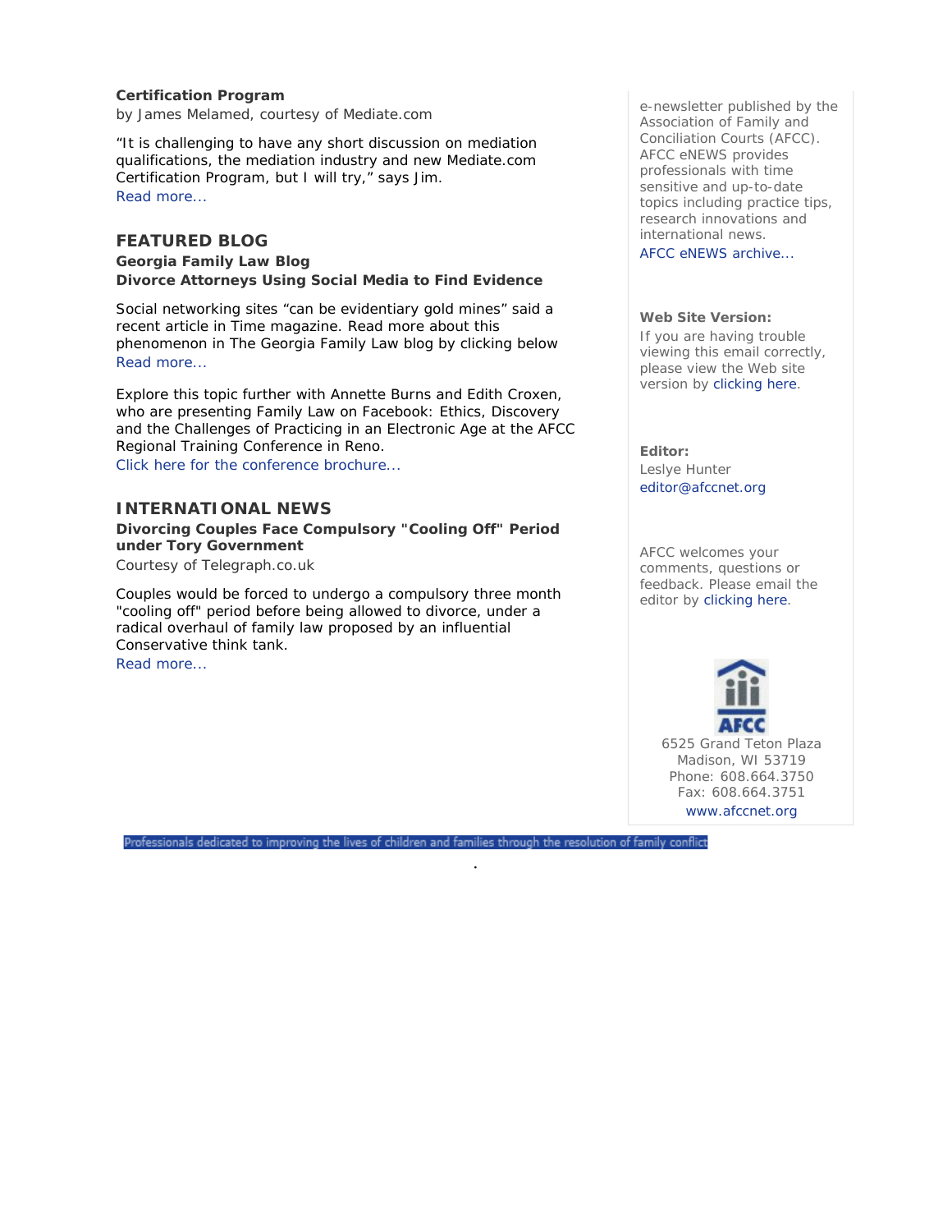**Certification Program**

by James Melamed, courtesy of Mediate.com

"It is challenging to have any short discussion on mediation qualifications, the mediation industry and new Mediate.com Certification Program, but I will try," says Jim.

Read more...

## FEATURED BLOG

**Georgia Family Law Blog**

**Divorce Attorneys Using Social Media to Find Evidence**

Social networking sites "can be evidentiary gold mines" said a recent article in Time magazine. Read more about this phenomenon in The Georgia Family Law blog by clicking below

Read more...

Explore this topic further with Annette Burns and Edith Croxen, who are presenting Family Law on Facebook: Ethics, Discovery and the Challenges of Practicing in an Electronic Age at the AFCC Regional Training Conference in Reno.

Click here for the conference brochure...

## INTERNATIONAL NEWS

**Divorcing Couples Face Compulsory "Cooling Off" Period under Tory Government**

Courtesy of Telegraph.co.uk

Couples would be forced to undergo a compulsory three month "cooling off" period before being allowed to divorce, under a radical overhaul of family law proposed by an influential Conservative think tank.

Read more...

e-newsletter published by the Association of Family and Conciliation Courts (AFCC). AFCC eNEWS provides professionals with time sensitive and up-to-date topics including practice tips, research innovations and international news.

AFCC eNEWS archive...

**Web Site Version:**

If you are having trouble viewing this email correctly, please view the Web site version by clicking here.

**Editor:**

Leslye Hunter

editor@afccnet.org

AFCC welcomes your comments, questions or feedback. Please email the editor by clicking here.

AFCC

6525 Grand Teton Plaza
Madison, WI 53719
Phone: 608.664.3750
Fax: 608.664.3751
www.afccnet.org

Professionals dedicated to improving the lives of children and families through the resolution of family conflict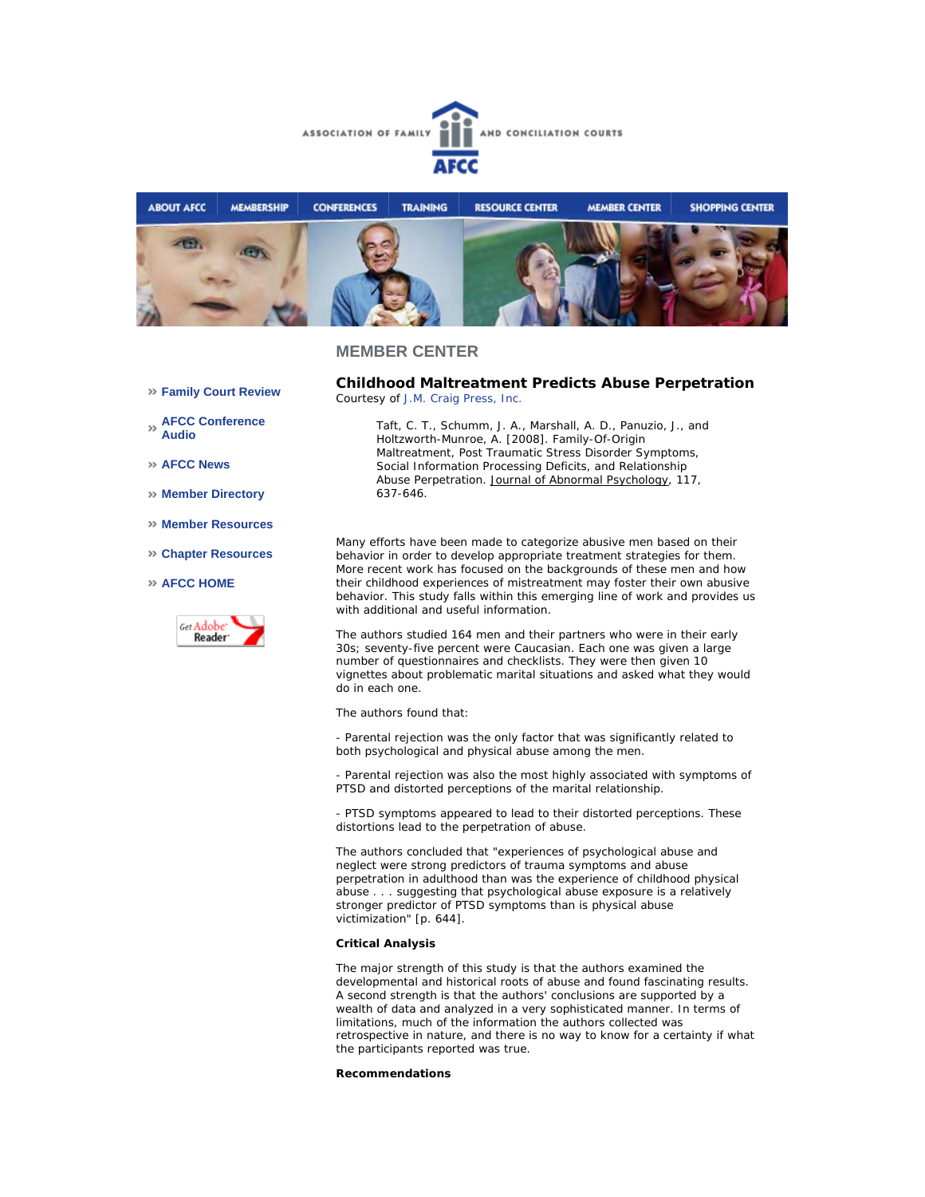ASSOCIATION OF FAMILY AND CONCILIATION COURTS

AFCC

ABOUT AFCC | MEMBERSHIP | CONFERENCES | TRAINING | RESOURCE CENTER | MEMBER CENTER | SHOPPING CENTER

## MEMBER CENTER

- Family Court Review
- AFCC Conference Audio
- AFCC News
- Member Directory
- Member Resources
- Chapter Resources
- AFCC HOME

Get Adobe Reader

### Childhood Maltreatment Predicts Abuse Perpetration

Courtesy of J.M. Craig Press, Inc.

> Taft, C. T., Schumm, J. A., Marshall, A. D., Panuzio, J., and Holtzworth-Munroe, A. [2008]. Family-Of-Origin Maltreatment, Post Traumatic Stress Disorder Symptoms, Social Information Processing Deficits, and Relationship Abuse Perpetration. Journal of Abnormal Psychology, 117, 637-646.

Many efforts have been made to categorize abusive men based on their behavior in order to develop appropriate treatment strategies for them. More recent work has focused on the backgrounds of these men and how their childhood experiences of mistreatment may foster their own abusive behavior. This study falls within this emerging line of work and provides us with additional and useful information.

The authors studied 164 men and their partners who were in their early 30s; seventy-five percent were Caucasian. Each one was given a large number of questionnaires and checklists. They were then given 10 vignettes about problematic marital situations and asked what they would do in each one.

The authors found that:

- Parental rejection was the only factor that was significantly related to both psychological and physical abuse among the men.

- Parental rejection was also the most highly associated with symptoms of PTSD and distorted perceptions of the marital relationship.

- PTSD symptoms appeared to lead to their distorted perceptions. These distortions lead to the perpetration of abuse.

The authors concluded that "experiences of psychological abuse and neglect were strong predictors of trauma symptoms and abuse perpetration in adulthood than was the experience of childhood physical abuse . . . suggesting that psychological abuse exposure is a relatively stronger predictor of PTSD symptoms than is physical abuse victimization" [p. 644].

**Critical Analysis**

The major strength of this study is that the authors examined the developmental and historical roots of abuse and found fascinating results. A second strength is that the authors' conclusions are supported by a wealth of data and analyzed in a very sophisticated manner. In terms of limitations, much of the information the authors collected was retrospective in nature, and there is no way to know for a certainty if what the participants reported was true.

**Recommendations**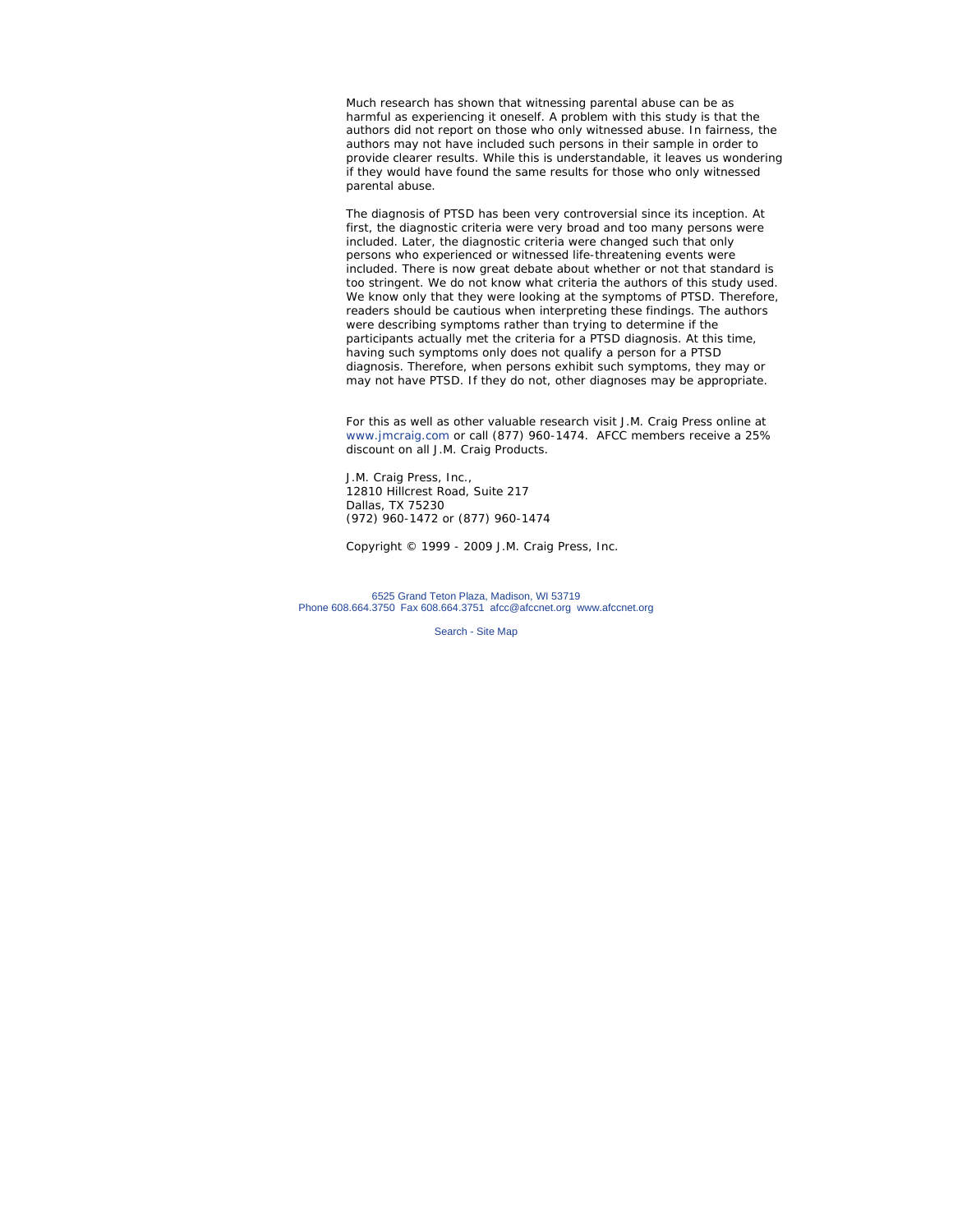Much research has shown that witnessing parental abuse can be as harmful as experiencing it oneself. A problem with this study is that the authors did not report on those who only witnessed abuse. In fairness, the authors may not have included such persons in their sample in order to provide clearer results. While this is understandable, it leaves us wondering if they would have found the same results for those who only witnessed parental abuse.

The diagnosis of PTSD has been very controversial since its inception. At first, the diagnostic criteria were very broad and too many persons were included. Later, the diagnostic criteria were changed such that only persons who experienced or witnessed life-threatening events were included. There is now great debate about whether or not that standard is too stringent. We do not know what criteria the authors of this study used. We know only that they were looking at the symptoms of PTSD. Therefore, readers should be cautious when interpreting these findings. The authors were describing symptoms rather than trying to determine if the participants actually met the criteria for a PTSD diagnosis. At this time, having such symptoms only does not qualify a person for a PTSD diagnosis. Therefore, when persons exhibit such symptoms, they may or may not have PTSD. If they do not, other diagnoses may be appropriate.

For this as well as other valuable research visit J.M. Craig Press online at www.jmcraig.com or call (877) 960-1474. AFCC members receive a 25% discount on all J.M. Craig Products.

J.M. Craig Press, Inc.,
12810 Hillcrest Road, Suite 217
Dallas, TX 75230
(972) 960-1472 or (877) 960-1474

Copyright © 1999 - 2009 J.M. Craig Press, Inc.

6525 Grand Teton Plaza, Madison, WI 53719
Phone 608.664.3750 Fax 608.664.3751 afcc@afccnet.org www.afccnet.org

Search - Site Map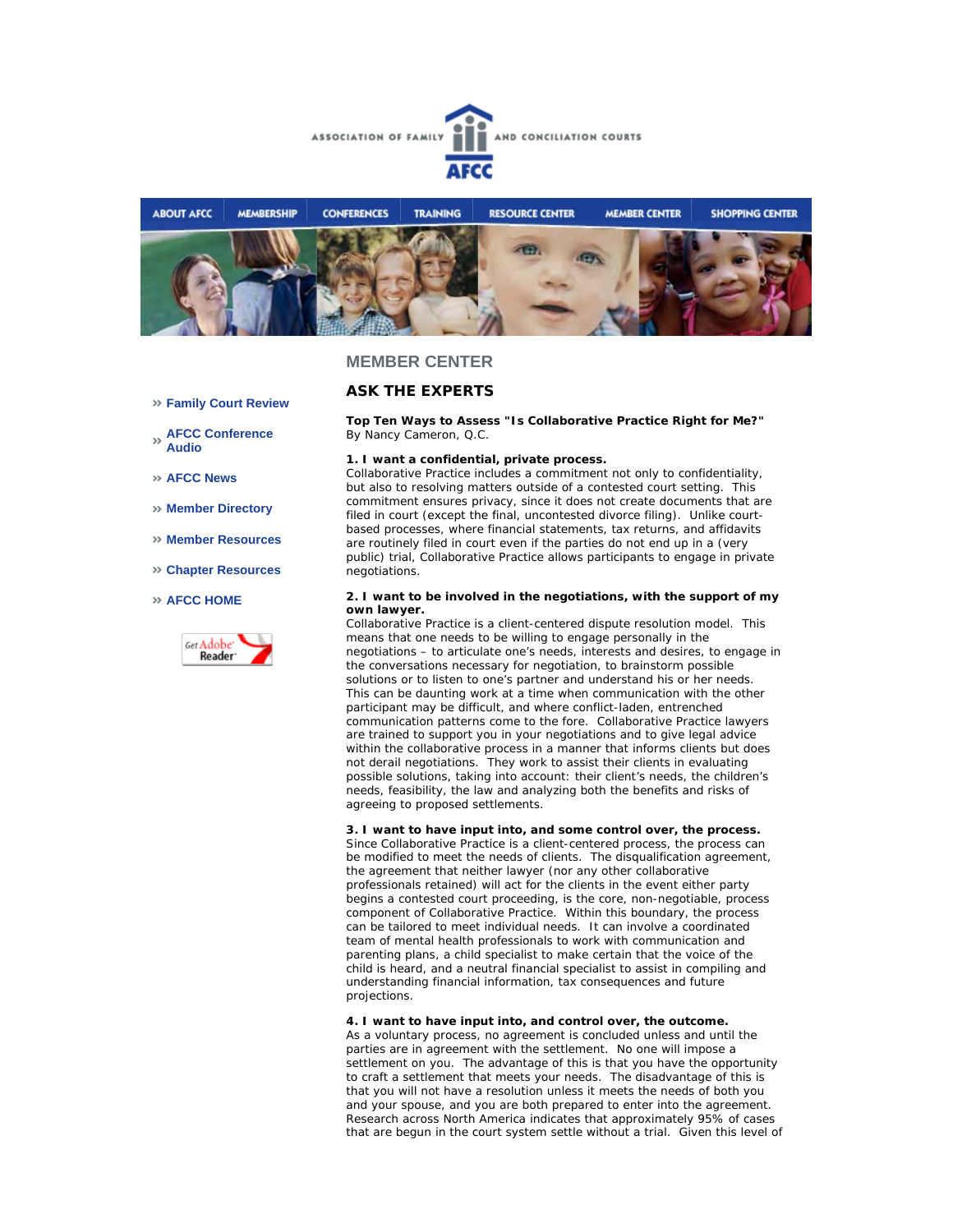ASSOCIATION OF FAMILY AND CONCILIATION COURTS

AFCC

ABOUT AFCC | MEMBERSHIP | CONFERENCES | TRAINING | RESOURCE CENTER | MEMBER CENTER | SHOPPING CENTER

- » Family Court Review
- » AFCC Conference Audio
- » AFCC News
- » Member Directory
- » Member Resources
- » Chapter Resources
- » AFCC HOME

Get Adobe Reader

## MEMBER CENTER

## ASK THE EXPERTS

**Top Ten Ways to Assess "Is Collaborative Practice Right for Me?"**
By Nancy Cameron, Q.C.

**1. I want a confidential, private process.**
Collaborative Practice includes a commitment not only to confidentiality, but also to resolving matters outside of a contested court setting. This commitment ensures privacy, since it does not create documents that are filed in court (except the final, uncontested divorce filing). Unlike court-based processes, where financial statements, tax returns, and affidavits are routinely filed in court even if the parties do not end up in a (very public) trial, Collaborative Practice allows participants to engage in private negotiations.

**2. I want to be involved in the negotiations, with the support of my own lawyer.**
Collaborative Practice is a client-centered dispute resolution model. This means that one needs to be willing to engage personally in the negotiations – to articulate one's needs, interests and desires, to engage in the conversations necessary for negotiation, to brainstorm possible solutions or to listen to one's partner and understand his or her needs. This can be daunting work at a time when communication with the other participant may be difficult, and where conflict-laden, entrenched communication patterns come to the fore. Collaborative Practice lawyers are trained to support you in your negotiations and to give legal advice within the collaborative process in a manner that informs clients but does not derail negotiations. They work to assist their clients in evaluating possible solutions, taking into account: their client's needs, the children's needs, feasibility, the law and analyzing both the benefits and risks of agreeing to proposed settlements.

**3. I want to have input into, and some control over, the process.**
Since Collaborative Practice is a client-centered process, the process can be modified to meet the needs of clients. The disqualification agreement, the agreement that neither lawyer (nor any other collaborative professionals retained) will act for the clients in the event either party begins a contested court proceeding, is the core, non-negotiable, process component of Collaborative Practice. Within this boundary, the process can be tailored to meet individual needs. It can involve a coordinated team of mental health professionals to work with communication and parenting plans, a child specialist to make certain that the voice of the child is heard, and a neutral financial specialist to assist in compiling and understanding financial information, tax consequences and future projections.

**4. I want to have input into, and control over, the outcome.**
As a voluntary process, no agreement is concluded unless and until the parties are in agreement with the settlement. No one will impose a settlement on you. The advantage of this is that you have the opportunity to craft a settlement that meets your needs. The disadvantage of this is that you will not have a resolution unless it meets the needs of both you and your spouse, and you are both prepared to enter into the agreement. Research across North America indicates that approximately 95% of cases that are begun in the court system settle without a trial. Given this level of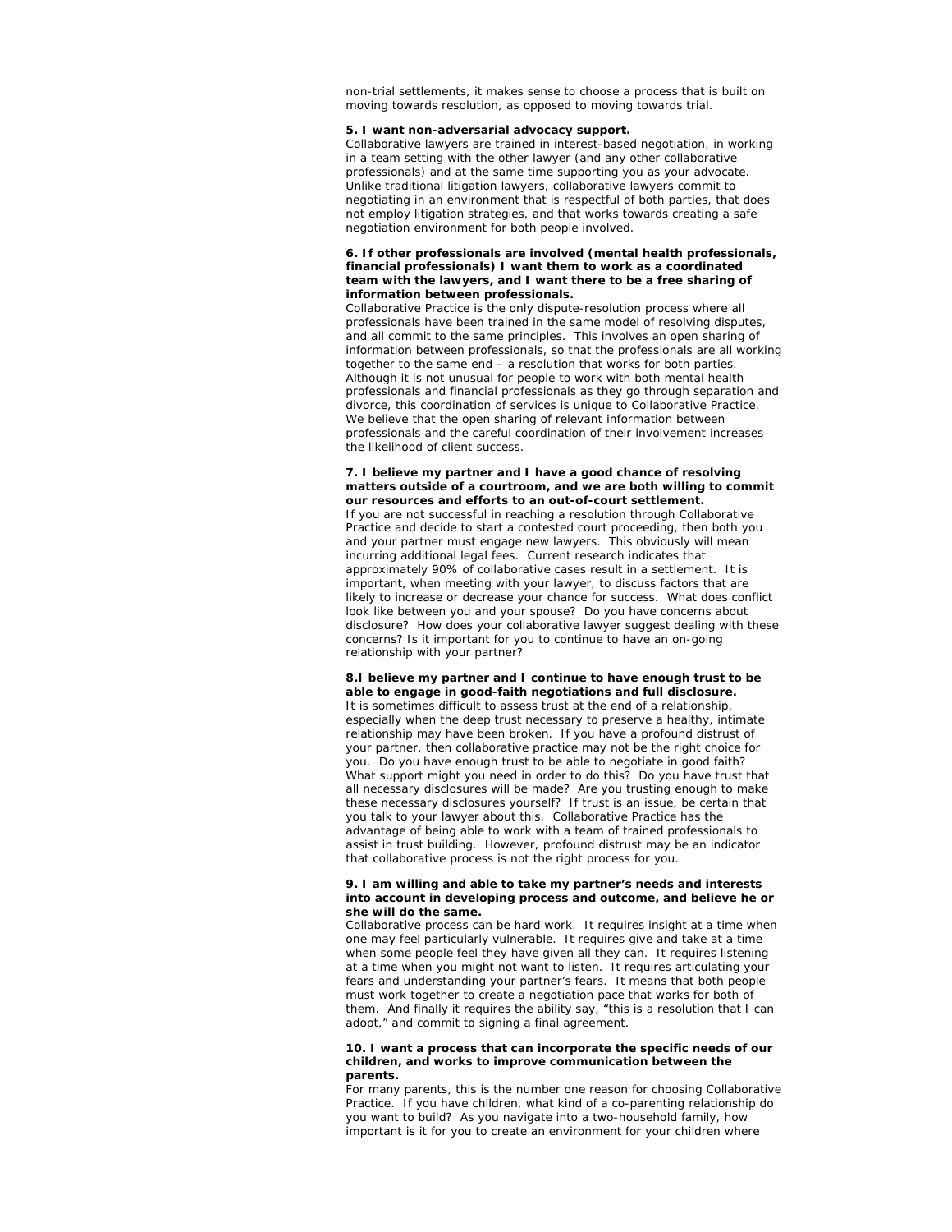non-trial settlements, it makes sense to choose a process that is built on moving towards resolution, as opposed to moving towards trial.

**5. I want non-adversarial advocacy support.**

Collaborative lawyers are trained in interest-based negotiation, in working in a team setting with the other lawyer (and any other collaborative professionals) and at the same time supporting you as your advocate. Unlike traditional litigation lawyers, collaborative lawyers commit to negotiating in an environment that is respectful of both parties, that does not employ litigation strategies, and that works towards creating a safe negotiation environment for both people involved.

**6. If other professionals are involved (mental health professionals, financial professionals) I want them to work as a coordinated team with the lawyers, and I want there to be a free sharing of information between professionals.**

Collaborative Practice is the only dispute-resolution process where all professionals have been trained in the same model of resolving disputes, and all commit to the same principles. This involves an open sharing of information between professionals, so that the professionals are all working together to the same end – a resolution that works for both parties. Although it is not unusual for people to work with both mental health professionals and financial professionals as they go through separation and divorce, this coordination of services is unique to Collaborative Practice. We believe that the open sharing of relevant information between professionals and the careful coordination of their involvement increases the likelihood of client success.

**7. I believe my partner and I have a good chance of resolving matters outside of a courtroom, and we are both willing to commit our resources and efforts to an out-of-court settlement.**

If you are not successful in reaching a resolution through Collaborative Practice and decide to start a contested court proceeding, then both you and your partner must engage new lawyers. This obviously will mean incurring additional legal fees. Current research indicates that approximately 90% of collaborative cases result in a settlement. It is important, when meeting with your lawyer, to discuss factors that are likely to increase or decrease your chance for success. What does conflict look like between you and your spouse? Do you have concerns about disclosure? How does your collaborative lawyer suggest dealing with these concerns? Is it important for you to continue to have an on-going relationship with your partner?

**8.I believe my partner and I continue to have enough trust to be able to engage in good-faith negotiations and full disclosure.**

It is sometimes difficult to assess trust at the end of a relationship, especially when the deep trust necessary to preserve a healthy, intimate relationship may have been broken. If you have a profound distrust of your partner, then collaborative practice may not be the right choice for you. Do you have enough trust to be able to negotiate in good faith? What support might you need in order to do this? Do you have trust that all necessary disclosures will be made? Are you trusting enough to make these necessary disclosures yourself? If trust is an issue, be certain that you talk to your lawyer about this. Collaborative Practice has the advantage of being able to work with a team of trained professionals to assist in trust building. However, profound distrust may be an indicator that collaborative process is not the right process for you.

**9. I am willing and able to take my partner's needs and interests into account in developing process and outcome, and believe he or she will do the same.**

Collaborative process can be hard work. It requires insight at a time when one may feel particularly vulnerable. It requires give and take at a time when some people feel they have given all they can. It requires listening at a time when you might not want to listen. It requires articulating your fears and understanding your partner's fears. It means that both people must work together to create a negotiation pace that works for both of them. And finally it requires the ability say, "this is a resolution that I can adopt," and commit to signing a final agreement.

**10. I want a process that can incorporate the specific needs of our children, and works to improve communication between the parents.**

For many parents, this is the number one reason for choosing Collaborative Practice. If you have children, what kind of a co-parenting relationship do you want to build? As you navigate into a two-household family, how important is it for you to create an environment for your children where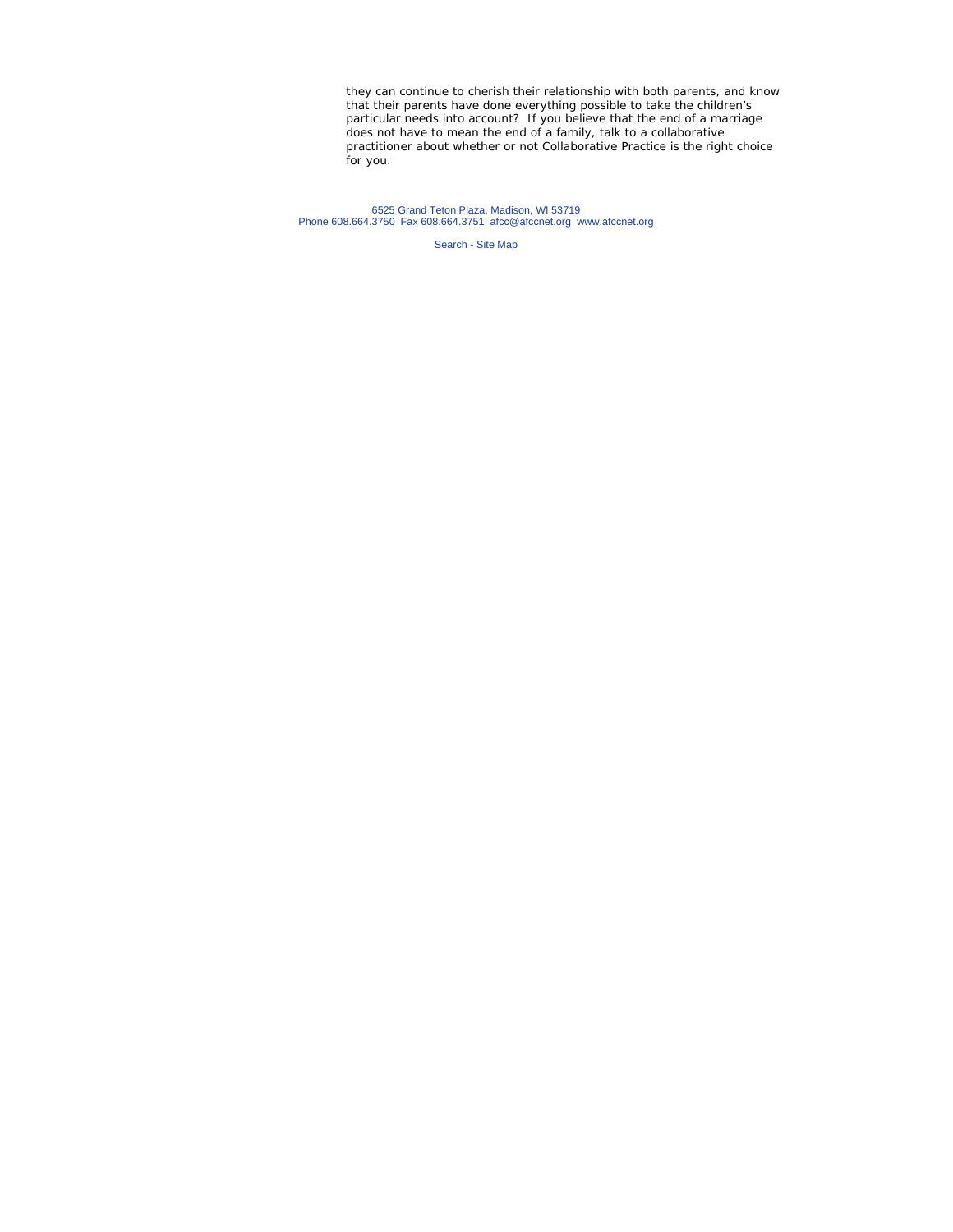they can continue to cherish their relationship with both parents, and know that their parents have done everything possible to take the children's particular needs into account? If you believe that the end of a marriage does not have to mean the end of a family, talk to a collaborative practitioner about whether or not Collaborative Practice is the right choice for you.

6525 Grand Teton Plaza, Madison, WI 53719
Phone 608.664.3750 Fax 608.664.3751 afcc@afccnet.org www.afccnet.org

Search - Site Map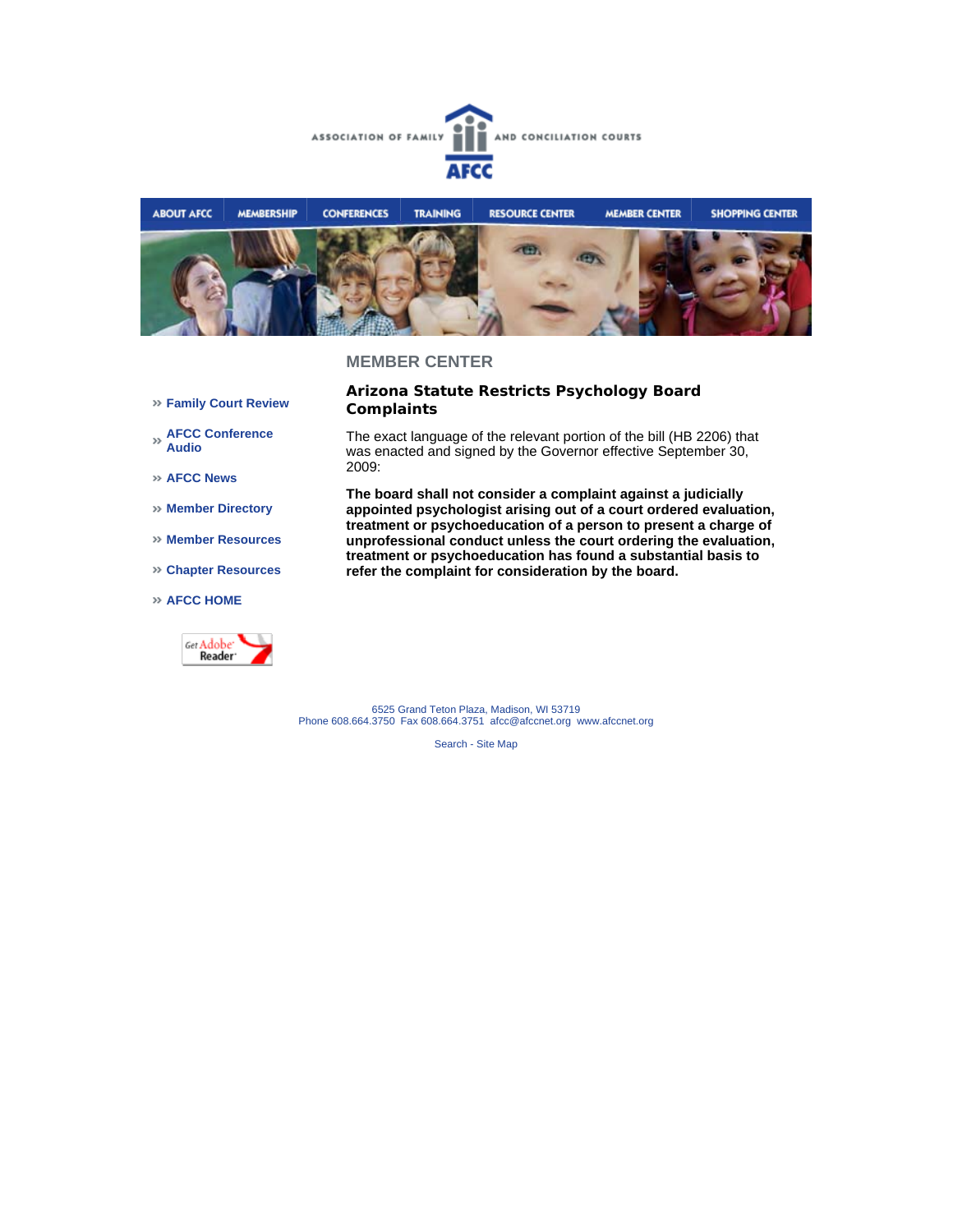ASSOCIATION OF FAMILY AND CONCILIATION COURTS

AFCC

ABOUT AFCC | MEMBERSHIP | CONFERENCES | TRAINING | RESOURCE CENTER | MEMBER CENTER | SHOPPING CENTER

- » Family Court Review
- » AFCC Conference Audio
- » AFCC News
- » Member Directory
- » Member Resources
- » Chapter Resources
- » AFCC HOME

## MEMBER CENTER

### Arizona Statute Restricts Psychology Board Complaints

The exact language of the relevant portion of the bill (HB 2206) that was enacted and signed by the Governor effective September 30, 2009:

**The board shall not consider a complaint against a judicially appointed psychologist arising out of a court ordered evaluation, treatment or psychoeducation of a person to present a charge of unprofessional conduct unless the court ordering the evaluation, treatment or psychoeducation has found a substantial basis to refer the complaint for consideration by the board.**

6525 Grand Teton Plaza, Madison, WI 53719
Phone 608.664.3750 Fax 608.664.3751 afcc@afccnet.org www.afccnet.org

Search - Site Map